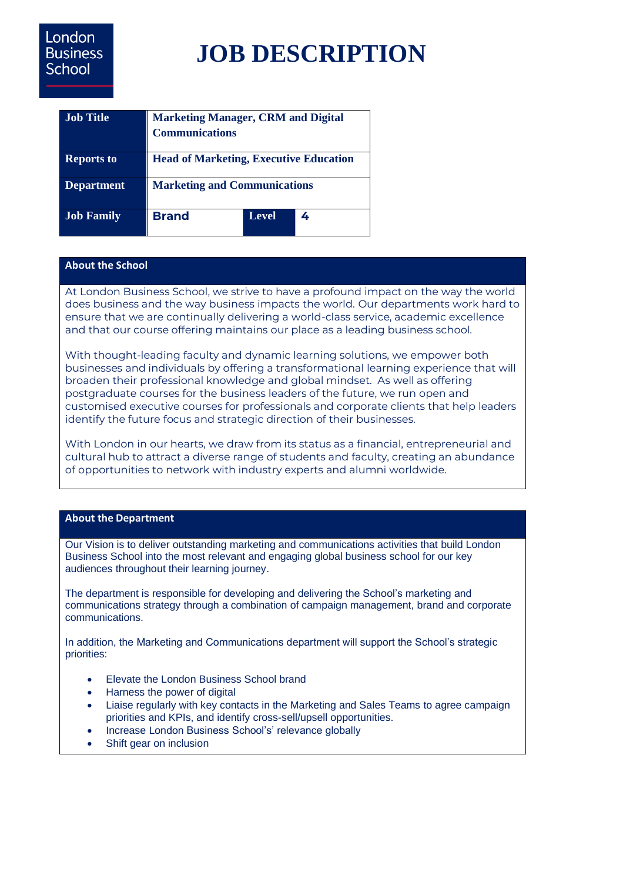London Business School

# JOB DESCRIPTION

| | | | |
|---|---|---|---|
| **Job Title** | **Marketing Manager, CRM and Digital Communications** | | |
| **Reports to** | **Head of Marketing, Executive Education** | | |
| **Department** | **Marketing and Communications** | | |
| **Job Family** | **Brand** | **Level** | **4** |

## About the School

At London Business School, we strive to have a profound impact on the way the world does business and the way business impacts the world. Our departments work hard to ensure that we are continually delivering a world-class service, academic excellence and that our course offering maintains our place as a leading business school.

With thought-leading faculty and dynamic learning solutions, we empower both businesses and individuals by offering a transformational learning experience that will broaden their professional knowledge and global mindset. As well as offering postgraduate courses for the business leaders of the future, we run open and customised executive courses for professionals and corporate clients that help leaders identify the future focus and strategic direction of their businesses.

With London in our hearts, we draw from its status as a financial, entrepreneurial and cultural hub to attract a diverse range of students and faculty, creating an abundance of opportunities to network with industry experts and alumni worldwide.

## About the Department

Our Vision is to deliver outstanding marketing and communications activities that build London Business School into the most relevant and engaging global business school for our key audiences throughout their learning journey.

The department is responsible for developing and delivering the School's marketing and communications strategy through a combination of campaign management, brand and corporate communications.

In addition, the Marketing and Communications department will support the School's strategic priorities:

- Elevate the London Business School brand
- Harness the power of digital
- Liaise regularly with key contacts in the Marketing and Sales Teams to agree campaign priorities and KPIs, and identify cross-sell/upsell opportunities.
- Increase London Business School's' relevance globally
- Shift gear on inclusion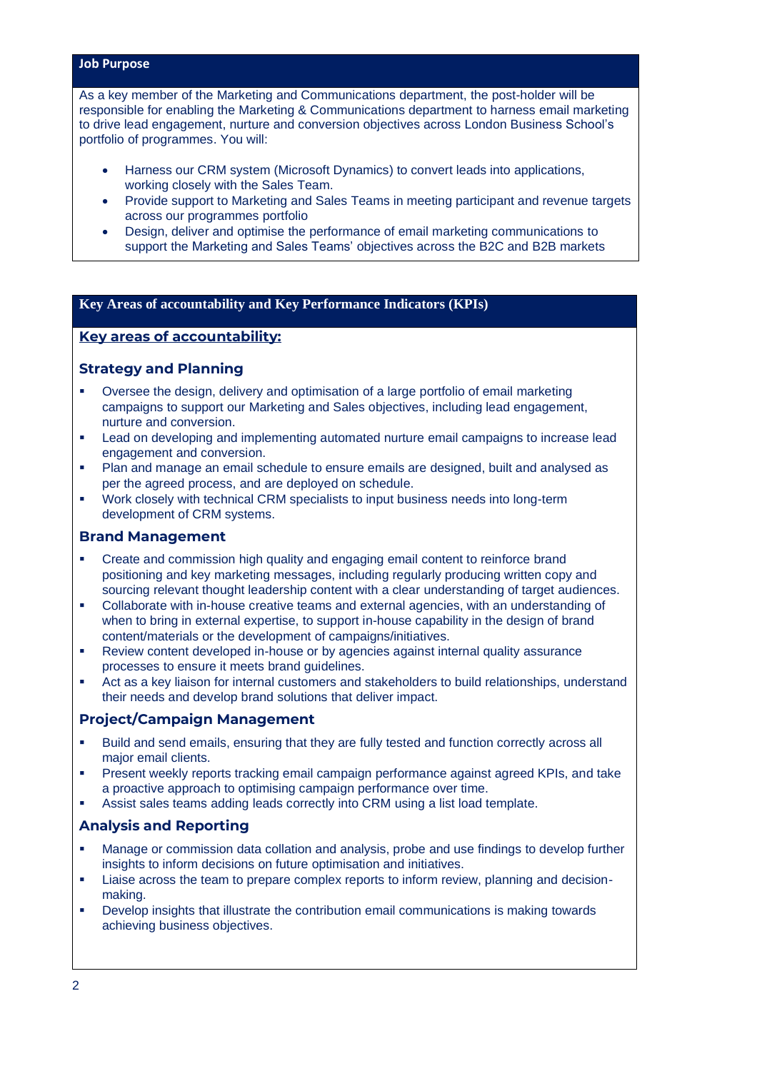## Job Purpose

As a key member of the Marketing and Communications department, the post-holder will be responsible for enabling the Marketing & Communications department to harness email marketing to drive lead engagement, nurture and conversion objectives across London Business School's portfolio of programmes. You will:

- Harness our CRM system (Microsoft Dynamics) to convert leads into applications, working closely with the Sales Team.
- Provide support to Marketing and Sales Teams in meeting participant and revenue targets across our programmes portfolio
- Design, deliver and optimise the performance of email marketing communications to support the Marketing and Sales Teams' objectives across the B2C and B2B markets

## Key Areas of accountability and Key Performance Indicators (KPIs)

**Key areas of accountability:**

### Strategy and Planning

- Oversee the design, delivery and optimisation of a large portfolio of email marketing campaigns to support our Marketing and Sales objectives, including lead engagement, nurture and conversion.
- Lead on developing and implementing automated nurture email campaigns to increase lead engagement and conversion.
- Plan and manage an email schedule to ensure emails are designed, built and analysed as per the agreed process, and are deployed on schedule.
- Work closely with technical CRM specialists to input business needs into long-term development of CRM systems.

### Brand Management

- Create and commission high quality and engaging email content to reinforce brand positioning and key marketing messages, including regularly producing written copy and sourcing relevant thought leadership content with a clear understanding of target audiences.
- Collaborate with in-house creative teams and external agencies, with an understanding of when to bring in external expertise, to support in-house capability in the design of brand content/materials or the development of campaigns/initiatives.
- Review content developed in-house or by agencies against internal quality assurance processes to ensure it meets brand guidelines.
- Act as a key liaison for internal customers and stakeholders to build relationships, understand their needs and develop brand solutions that deliver impact.

### Project/Campaign Management

- Build and send emails, ensuring that they are fully tested and function correctly across all major email clients.
- Present weekly reports tracking email campaign performance against agreed KPIs, and take a proactive approach to optimising campaign performance over time.
- Assist sales teams adding leads correctly into CRM using a list load template.

### Analysis and Reporting

- Manage or commission data collation and analysis, probe and use findings to develop further insights to inform decisions on future optimisation and initiatives.
- Liaise across the team to prepare complex reports to inform review, planning and decision-making.
- Develop insights that illustrate the contribution email communications is making towards achieving business objectives.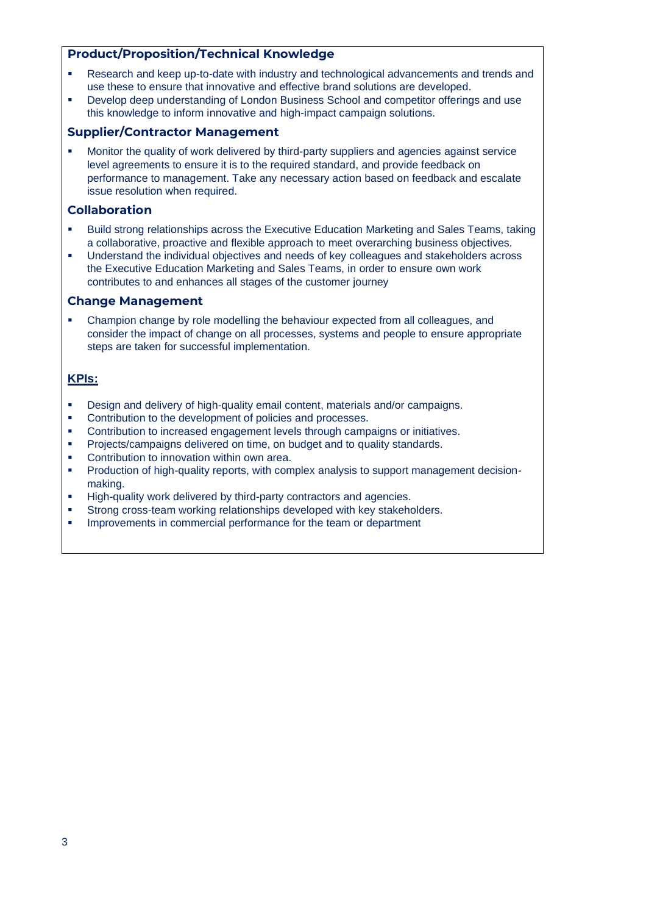### Product/Proposition/Technical Knowledge

- Research and keep up-to-date with industry and technological advancements and trends and use these to ensure that innovative and effective brand solutions are developed.
- Develop deep understanding of London Business School and competitor offerings and use this knowledge to inform innovative and high-impact campaign solutions.

### Supplier/Contractor Management

- Monitor the quality of work delivered by third-party suppliers and agencies against service level agreements to ensure it is to the required standard, and provide feedback on performance to management. Take any necessary action based on feedback and escalate issue resolution when required.

### Collaboration

- Build strong relationships across the Executive Education Marketing and Sales Teams, taking a collaborative, proactive and flexible approach to meet overarching business objectives.
- Understand the individual objectives and needs of key colleagues and stakeholders across the Executive Education Marketing and Sales Teams, in order to ensure own work contributes to and enhances all stages of the customer journey

### Change Management

- Champion change by role modelling the behaviour expected from all colleagues, and consider the impact of change on all processes, systems and people to ensure appropriate steps are taken for successful implementation.

### KPIs:

- Design and delivery of high-quality email content, materials and/or campaigns.
- Contribution to the development of policies and processes.
- Contribution to increased engagement levels through campaigns or initiatives.
- Projects/campaigns delivered on time, on budget and to quality standards.
- Contribution to innovation within own area.
- Production of high-quality reports, with complex analysis to support management decision-making.
- High-quality work delivered by third-party contractors and agencies.
- Strong cross-team working relationships developed with key stakeholders.
- Improvements in commercial performance for the team or department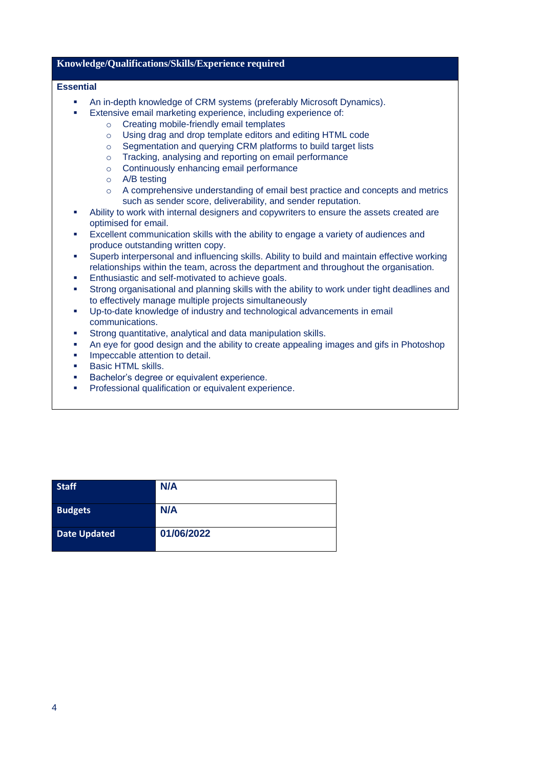## Knowledge/Qualifications/Skills/Experience required

### Essential

- An in-depth knowledge of CRM systems (preferably Microsoft Dynamics).
- Extensive email marketing experience, including experience of:
  - Creating mobile-friendly email templates
  - Using drag and drop template editors and editing HTML code
  - Segmentation and querying CRM platforms to build target lists
  - Tracking, analysing and reporting on email performance
  - Continuously enhancing email performance
  - A/B testing
  - A comprehensive understanding of email best practice and concepts and metrics such as sender score, deliverability, and sender reputation.
- Ability to work with internal designers and copywriters to ensure the assets created are optimised for email.
- Excellent communication skills with the ability to engage a variety of audiences and produce outstanding written copy.
- Superb interpersonal and influencing skills. Ability to build and maintain effective working relationships within the team, across the department and throughout the organisation.
- Enthusiastic and self-motivated to achieve goals.
- Strong organisational and planning skills with the ability to work under tight deadlines and to effectively manage multiple projects simultaneously
- Up-to-date knowledge of industry and technological advancements in email communications.
- Strong quantitative, analytical and data manipulation skills.
- An eye for good design and the ability to create appealing images and gifs in Photoshop
- Impeccable attention to detail.
- Basic HTML skills.
- Bachelor's degree or equivalent experience.
- Professional qualification or equivalent experience.

| | |
|---|---|
| **Staff** | **N/A** |
| **Budgets** | **N/A** |
| **Date Updated** | **01/06/2022** |